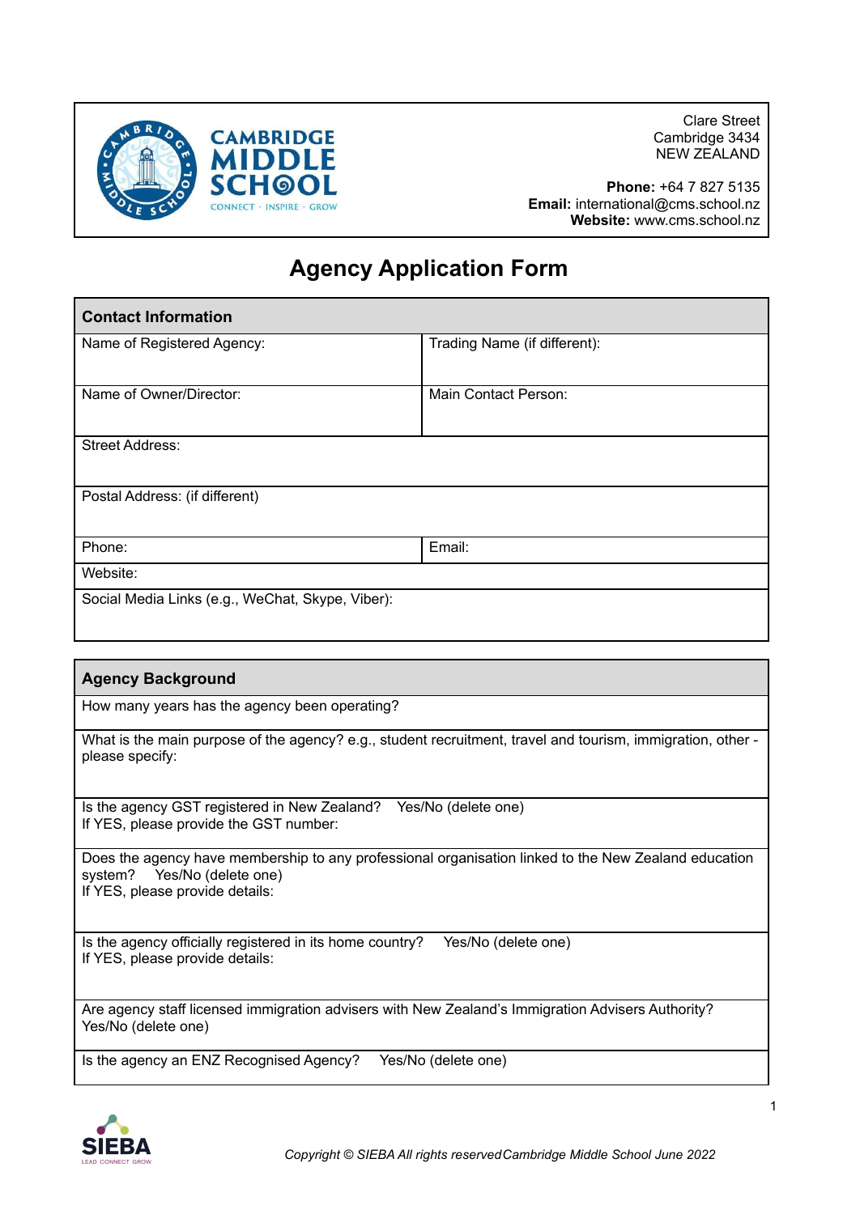**CAMBRIDGE MIDDLE SCHOOL**
CONNECT · INSPIRE · GROW

Clare Street
Cambridge 3434
NEW ZEALAND

**Phone:** +64 7 827 5135
**Email:** international@cms.school.nz
**Website:** www.cms.school.nz

# Agency Application Form

| Contact Information | |
|---|---|
| Name of Registered Agency: | Trading Name (if different): |
| Name of Owner/Director: | Main Contact Person: |
| Street Address: | |
| Postal Address: (if different) | |
| Phone: | Email: |
| Website: | |
| Social Media Links (e.g., WeChat, Skype, Viber): | |

| Agency Background |
|---|
| How many years has the agency been operating? |
| What is the main purpose of the agency? e.g., student recruitment, travel and tourism, immigration, other - please specify: |
| Is the agency GST registered in New Zealand? Yes/No (delete one)<br>If YES, please provide the GST number: |
| Does the agency have membership to any professional organisation linked to the New Zealand education system? Yes/No (delete one)<br>If YES, please provide details: |
| Is the agency officially registered in its home country? Yes/No (delete one)<br>If YES, please provide details: |
| Are agency staff licensed immigration advisers with New Zealand's Immigration Advisers Authority? Yes/No (delete one) |
| Is the agency an ENZ Recognised Agency? Yes/No (delete one) |

*Copyright © SIEBA All rights reserved Cambridge Middle School June 2022*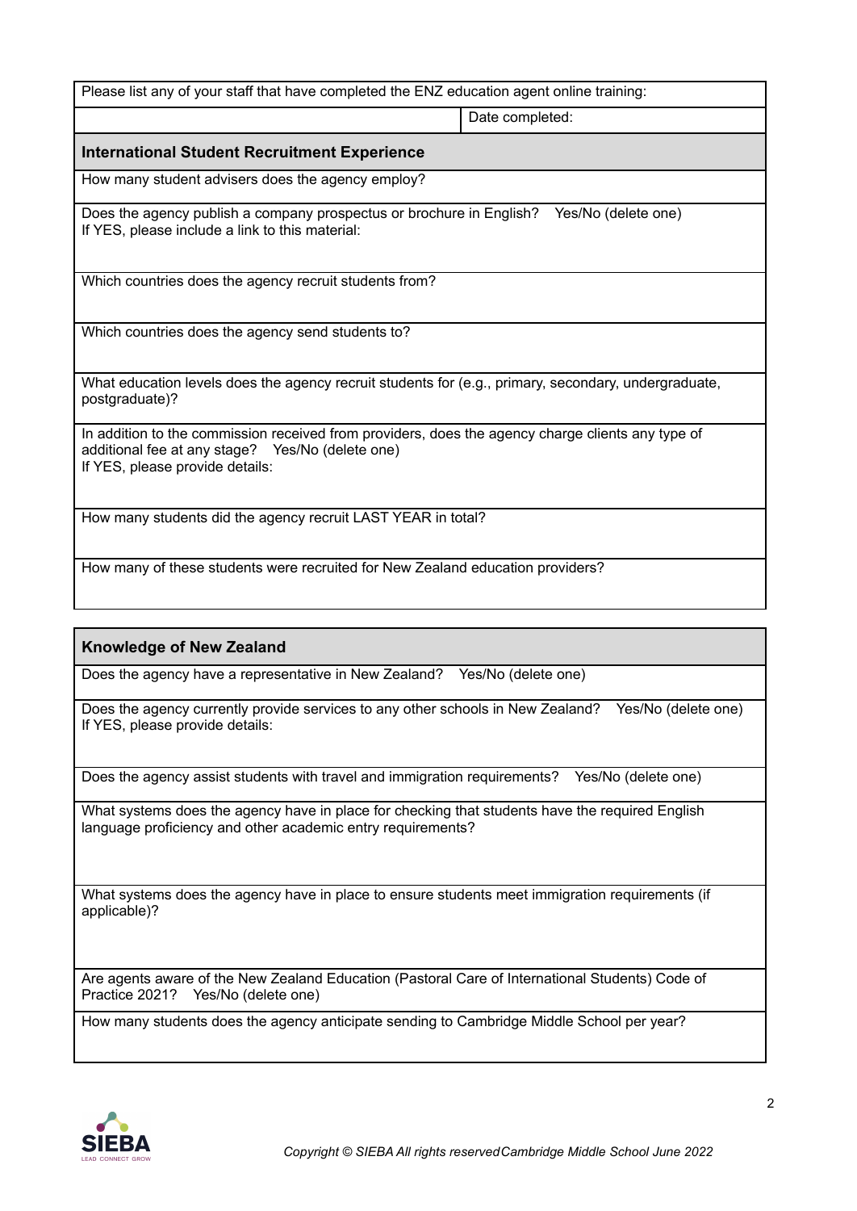| Please list any of your staff that have completed the ENZ education agent online training: | |
|---|---|
| | Date completed: |

| **International Student Recruitment Experience** |
|---|
| How many student advisers does the agency employ? |
| Does the agency publish a company prospectus or brochure in English? Yes/No (delete one)<br>If YES, please include a link to this material: |
| Which countries does the agency recruit students from? |
| Which countries does the agency send students to? |
| What education levels does the agency recruit students for (e.g., primary, secondary, undergraduate, postgraduate)? |
| In addition to the commission received from providers, does the agency charge clients any type of additional fee at any stage? Yes/No (delete one)<br>If YES, please provide details: |
| How many students did the agency recruit LAST YEAR in total? |
| How many of these students were recruited for New Zealand education providers? |

| **Knowledge of New Zealand** |
|---|
| Does the agency have a representative in New Zealand? Yes/No (delete one) |
| Does the agency currently provide services to any other schools in New Zealand? Yes/No (delete one)<br>If YES, please provide details: |
| Does the agency assist students with travel and immigration requirements? Yes/No (delete one) |
| What systems does the agency have in place for checking that students have the required English language proficiency and other academic entry requirements? |
| What systems does the agency have in place to ensure students meet immigration requirements (if applicable)? |
| Are agents aware of the New Zealand Education (Pastoral Care of International Students) Code of Practice 2021? Yes/No (delete one) |
| How many students does the agency anticipate sending to Cambridge Middle School per year? |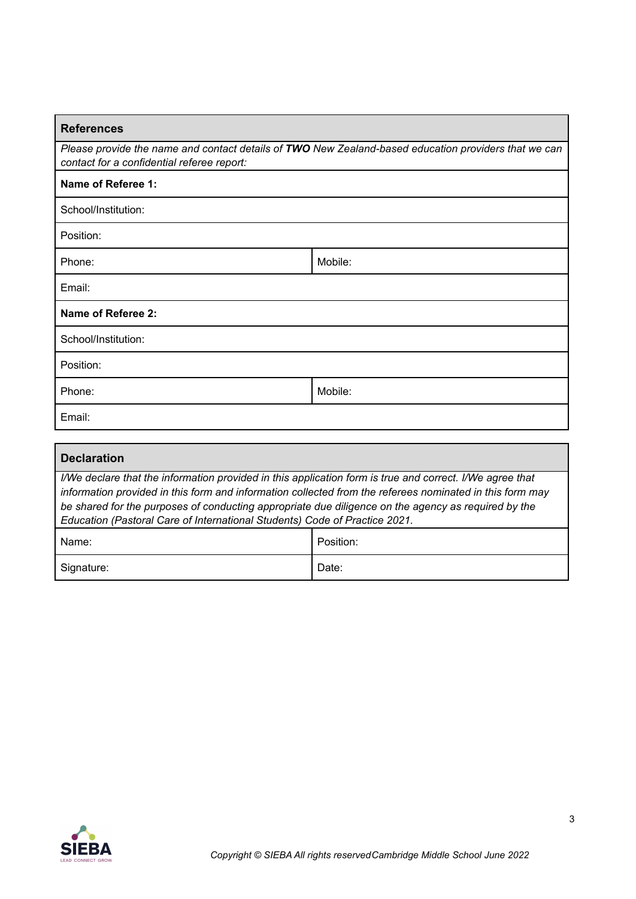## References

*Please provide the name and contact details of* ***TWO*** *New Zealand-based education providers that we can contact for a confidential referee report:*

| | |
|---|---|
| **Name of Referee 1:** | |
| School/Institution: | |
| Position: | |
| Phone: | Mobile: |
| Email: | |
| **Name of Referee 2:** | |
| School/Institution: | |
| Position: | |
| Phone: | Mobile: |
| Email: | |

## Declaration

*I/We declare that the information provided in this application form is true and correct. I/We agree that information provided in this form and information collected from the referees nominated in this form may be shared for the purposes of conducting appropriate due diligence on the agency as required by the Education (Pastoral Care of International Students) Code of Practice 2021.*

| | |
|---|---|
| Name: | Position: |
| Signature: | Date: |